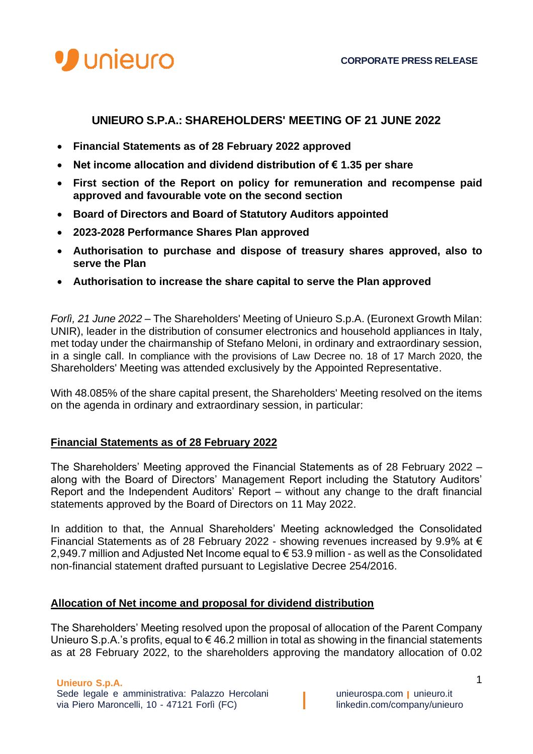CORPORATE PRESS RELEASE

# UNIEURO S.P.A.: SHAREHOLDERS' MEETING OF 21 JUNE 2022

- **Financial Statements as of 28 February 2022 approved**
- **Net income allocation and dividend distribution of € 1.35 per share**
- **First section of the Report on policy for remuneration and recompense paid approved and favourable vote on the second section**
- **Board of Directors and Board of Statutory Auditors appointed**
- **2023-2028 Performance Shares Plan approved**
- **Authorisation to purchase and dispose of treasury shares approved, also to serve the Plan**
- **Authorisation to increase the share capital to serve the Plan approved**

*Forlì, 21 June 2022* – The Shareholders' Meeting of Unieuro S.p.A. (Euronext Growth Milan: UNIR), leader in the distribution of consumer electronics and household appliances in Italy, met today under the chairmanship of Stefano Meloni, in ordinary and extraordinary session, in a single call. In compliance with the provisions of Law Decree no. 18 of 17 March 2020, the Shareholders' Meeting was attended exclusively by the Appointed Representative.

With 48.085% of the share capital present, the Shareholders' Meeting resolved on the items on the agenda in ordinary and extraordinary session, in particular:

## Financial Statements as of 28 February 2022

The Shareholders' Meeting approved the Financial Statements as of 28 February 2022 – along with the Board of Directors' Management Report including the Statutory Auditors' Report and the Independent Auditors' Report – without any change to the draft financial statements approved by the Board of Directors on 11 May 2022.

In addition to that, the Annual Shareholders' Meeting acknowledged the Consolidated Financial Statements as of 28 February 2022 - showing revenues increased by 9.9% at € 2,949.7 million and Adjusted Net Income equal to € 53.9 million - as well as the Consolidated non-financial statement drafted pursuant to Legislative Decree 254/2016.

## Allocation of Net income and proposal for dividend distribution

The Shareholders' Meeting resolved upon the proposal of allocation of the Parent Company Unieuro S.p.A.'s profits, equal to € 46.2 million in total as showing in the financial statements as at 28 February 2022, to the shareholders approving the mandatory allocation of 0.02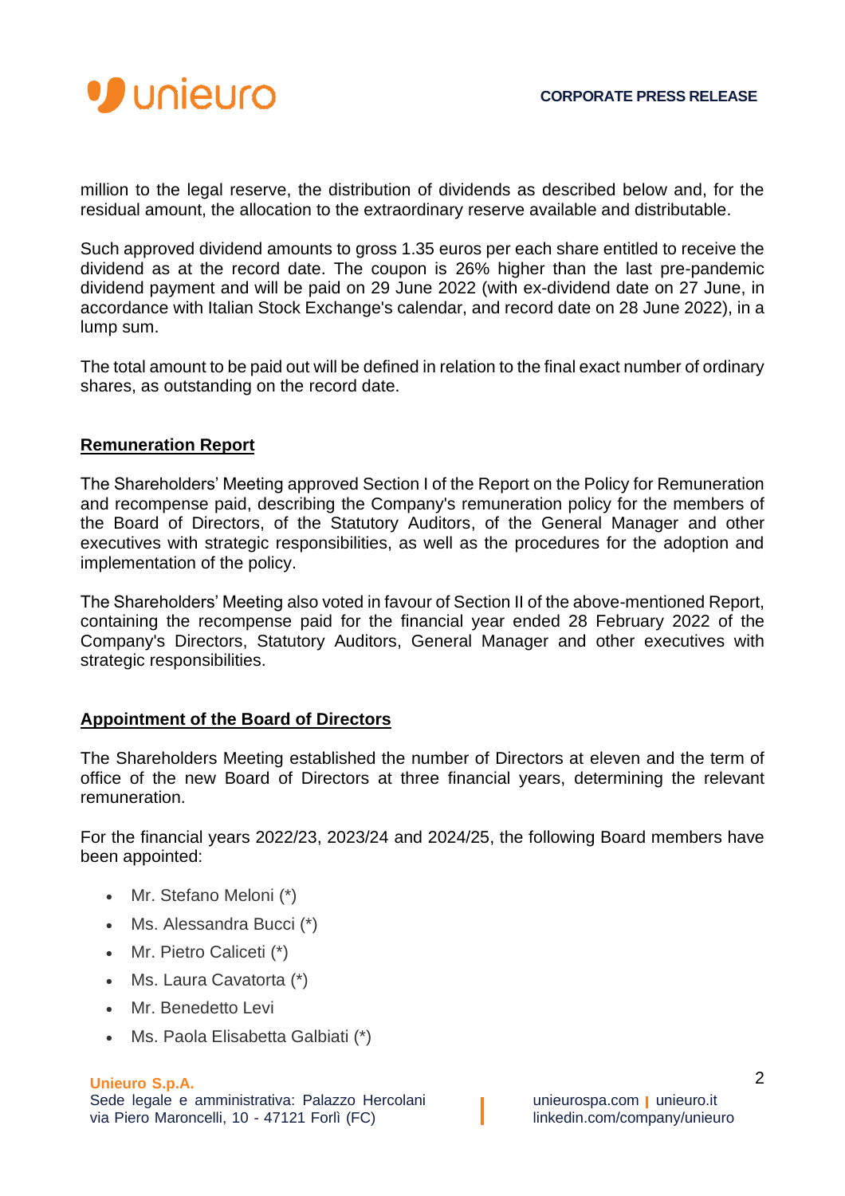million to the legal reserve, the distribution of dividends as described below and, for the residual amount, the allocation to the extraordinary reserve available and distributable.

Such approved dividend amounts to gross 1.35 euros per each share entitled to receive the dividend as at the record date. The coupon is 26% higher than the last pre-pandemic dividend payment and will be paid on 29 June 2022 (with ex-dividend date on 27 June, in accordance with Italian Stock Exchange's calendar, and record date on 28 June 2022), in a lump sum.

The total amount to be paid out will be defined in relation to the final exact number of ordinary shares, as outstanding on the record date.

## Remuneration Report

The Shareholders' Meeting approved Section I of the Report on the Policy for Remuneration and recompense paid, describing the Company's remuneration policy for the members of the Board of Directors, of the Statutory Auditors, of the General Manager and other executives with strategic responsibilities, as well as the procedures for the adoption and implementation of the policy.

The Shareholders' Meeting also voted in favour of Section II of the above-mentioned Report, containing the recompense paid for the financial year ended 28 February 2022 of the Company's Directors, Statutory Auditors, General Manager and other executives with strategic responsibilities.

## Appointment of the Board of Directors

The Shareholders Meeting established the number of Directors at eleven and the term of office of the new Board of Directors at three financial years, determining the relevant remuneration.

For the financial years 2022/23, 2023/24 and 2024/25, the following Board members have been appointed:

- Mr. Stefano Meloni (*)
- Ms. Alessandra Bucci (*)
- Mr. Pietro Caliceti (*)
- Ms. Laura Cavatorta (*)
- Mr. Benedetto Levi
- Ms. Paola Elisabetta Galbiati (*)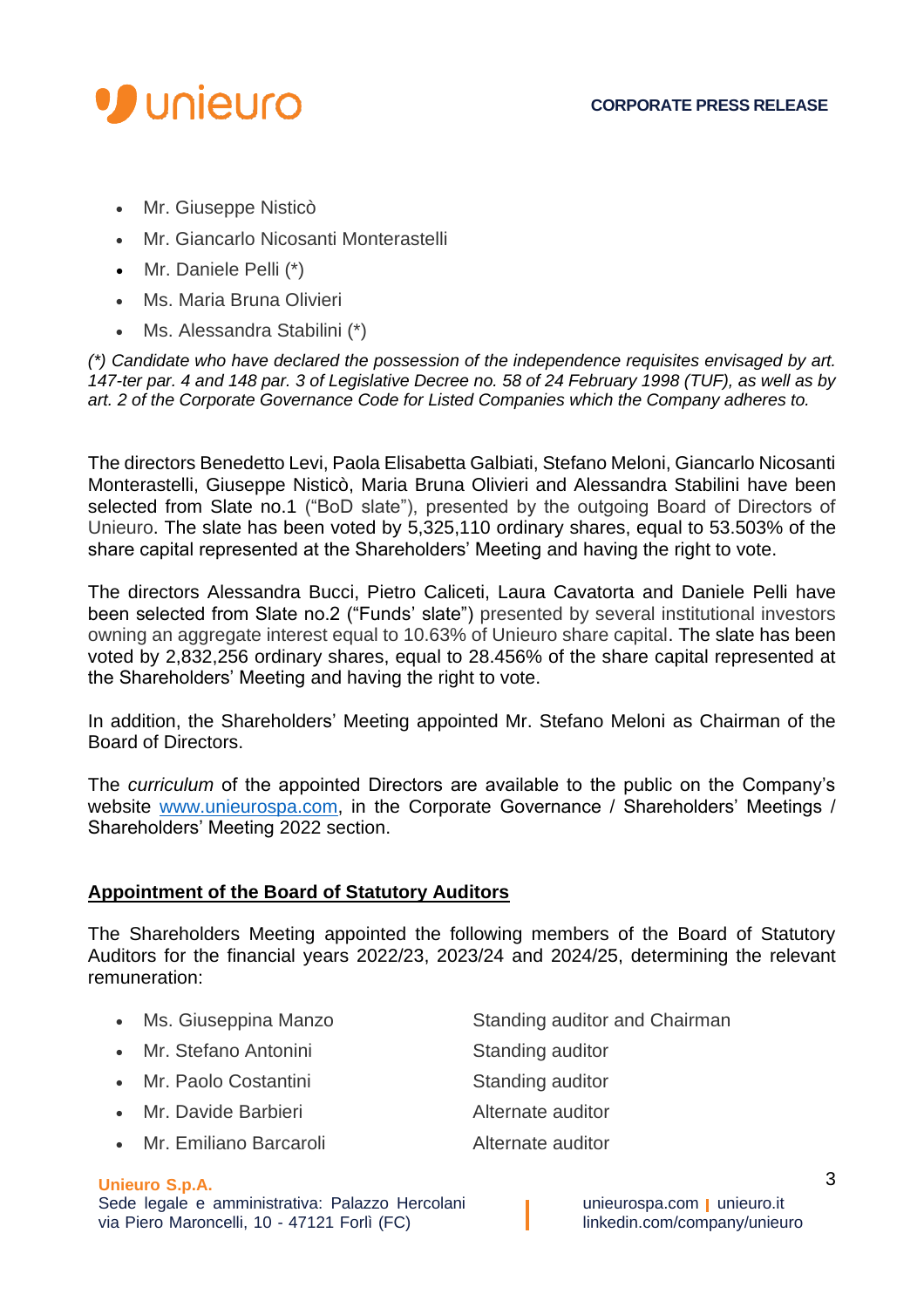- Mr. Giuseppe Nisticò
- Mr. Giancarlo Nicosanti Monterastelli
- Mr. Daniele Pelli (*)
- Ms. Maria Bruna Olivieri
- Ms. Alessandra Stabilini (*)

*(*) Candidate who have declared the possession of the independence requisites envisaged by art. 147-ter par. 4 and 148 par. 3 of Legislative Decree no. 58 of 24 February 1998 (TUF), as well as by art. 2 of the Corporate Governance Code for Listed Companies which the Company adheres to.*

The directors Benedetto Levi, Paola Elisabetta Galbiati, Stefano Meloni, Giancarlo Nicosanti Monterastelli, Giuseppe Nisticò, Maria Bruna Olivieri and Alessandra Stabilini have been selected from Slate no.1 ("BoD slate"), presented by the outgoing Board of Directors of Unieuro. The slate has been voted by 5,325,110 ordinary shares, equal to 53.503% of the share capital represented at the Shareholders' Meeting and having the right to vote.

The directors Alessandra Bucci, Pietro Caliceti, Laura Cavatorta and Daniele Pelli have been selected from Slate no.2 ("Funds' slate") presented by several institutional investors owning an aggregate interest equal to 10.63% of Unieuro share capital. The slate has been voted by 2,832,256 ordinary shares, equal to 28.456% of the share capital represented at the Shareholders' Meeting and having the right to vote.

In addition, the Shareholders' Meeting appointed Mr. Stefano Meloni as Chairman of the Board of Directors.

The *curriculum* of the appointed Directors are available to the public on the Company's website www.unieurospa.com, in the Corporate Governance / Shareholders' Meetings / Shareholders' Meeting 2022 section.

## Appointment of the Board of Statutory Auditors

The Shareholders Meeting appointed the following members of the Board of Statutory Auditors for the financial years 2022/23, 2023/24 and 2024/25, determining the relevant remuneration:

- Ms. Giuseppina Manzo — Standing auditor and Chairman
- Mr. Stefano Antonini — Standing auditor
- Mr. Paolo Costantini — Standing auditor
- Mr. Davide Barbieri — Alternate auditor
- Mr. Emiliano Barcaroli — Alternate auditor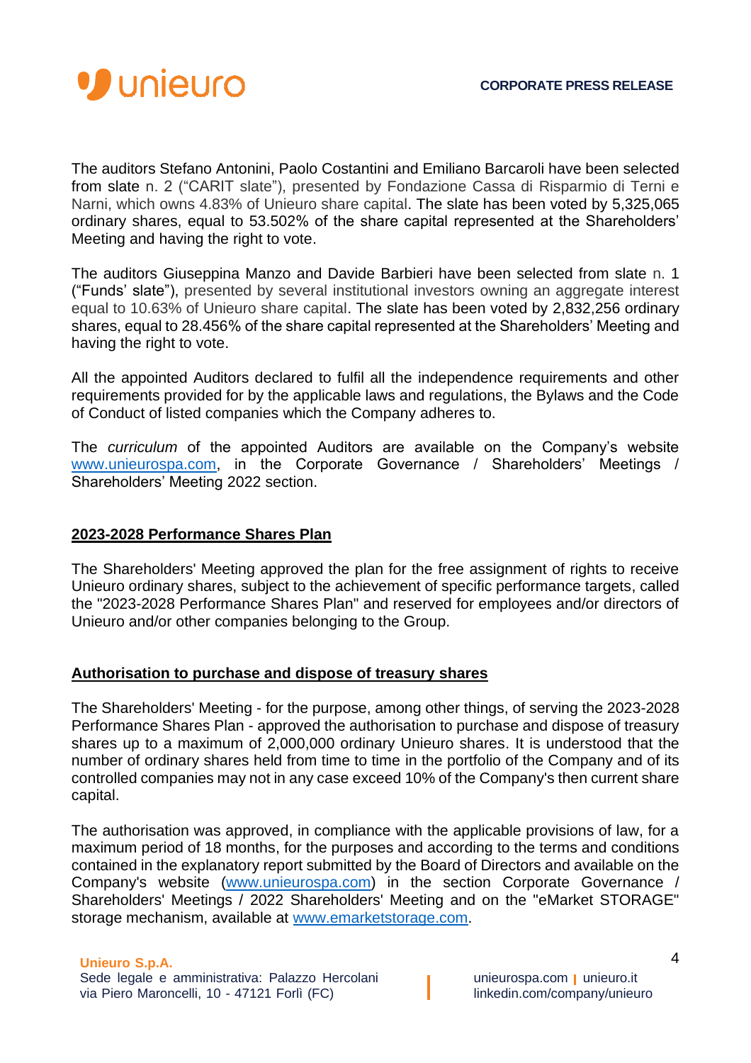The auditors Stefano Antonini, Paolo Costantini and Emiliano Barcaroli have been selected from slate n. 2 ("CARIT slate"), presented by Fondazione Cassa di Risparmio di Terni e Narni, which owns 4.83% of Unieuro share capital. The slate has been voted by 5,325,065 ordinary shares, equal to 53.502% of the share capital represented at the Shareholders' Meeting and having the right to vote.

The auditors Giuseppina Manzo and Davide Barbieri have been selected from slate n. 1 ("Funds' slate"), presented by several institutional investors owning an aggregate interest equal to 10.63% of Unieuro share capital. The slate has been voted by 2,832,256 ordinary shares, equal to 28.456% of the share capital represented at the Shareholders' Meeting and having the right to vote.

All the appointed Auditors declared to fulfil all the independence requirements and other requirements provided for by the applicable laws and regulations, the Bylaws and the Code of Conduct of listed companies which the Company adheres to.

The *curriculum* of the appointed Auditors are available on the Company's website [www.unieurospa.com](http://www.unieurospa.com), in the Corporate Governance / Shareholders' Meetings / Shareholders' Meeting 2022 section.

## **2023-2028 Performance Shares Plan**

The Shareholders' Meeting approved the plan for the free assignment of rights to receive Unieuro ordinary shares, subject to the achievement of specific performance targets, called the "2023-2028 Performance Shares Plan" and reserved for employees and/or directors of Unieuro and/or other companies belonging to the Group.

## **Authorisation to purchase and dispose of treasury shares**

The Shareholders' Meeting - for the purpose, among other things, of serving the 2023-2028 Performance Shares Plan - approved the authorisation to purchase and dispose of treasury shares up to a maximum of 2,000,000 ordinary Unieuro shares. It is understood that the number of ordinary shares held from time to time in the portfolio of the Company and of its controlled companies may not in any case exceed 10% of the Company's then current share capital.

The authorisation was approved, in compliance with the applicable provisions of law, for a maximum period of 18 months, for the purposes and according to the terms and conditions contained in the explanatory report submitted by the Board of Directors and available on the Company's website ([www.unieurospa.com](http://www.unieurospa.com)) in the section Corporate Governance / Shareholders' Meetings / 2022 Shareholders' Meeting and on the "eMarket STORAGE" storage mechanism, available at [www.emarketstorage.com](http://www.emarketstorage.com).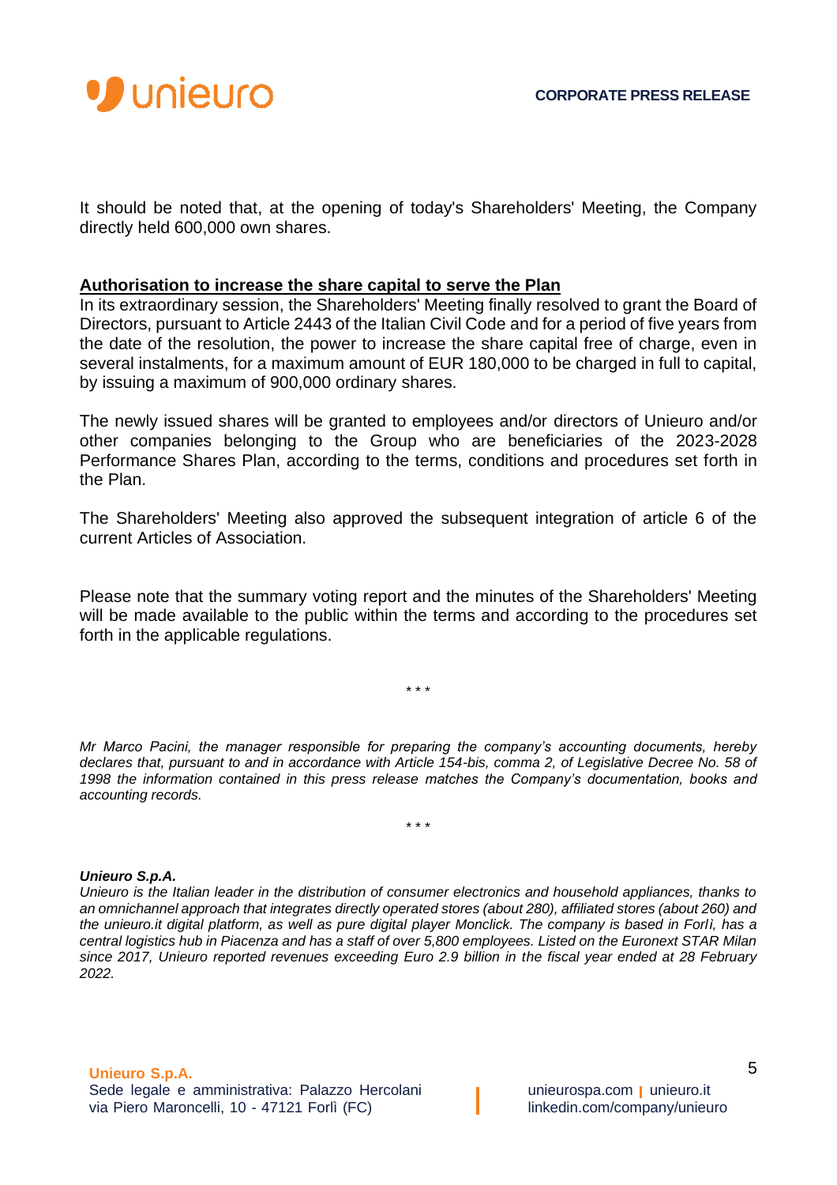It should be noted that, at the opening of today's Shareholders' Meeting, the Company directly held 600,000 own shares.

**Authorisation to increase the share capital to serve the Plan**

In its extraordinary session, the Shareholders' Meeting finally resolved to grant the Board of Directors, pursuant to Article 2443 of the Italian Civil Code and for a period of five years from the date of the resolution, the power to increase the share capital free of charge, even in several instalments, for a maximum amount of EUR 180,000 to be charged in full to capital, by issuing a maximum of 900,000 ordinary shares.

The newly issued shares will be granted to employees and/or directors of Unieuro and/or other companies belonging to the Group who are beneficiaries of the 2023-2028 Performance Shares Plan, according to the terms, conditions and procedures set forth in the Plan.

The Shareholders' Meeting also approved the subsequent integration of article 6 of the current Articles of Association.

Please note that the summary voting report and the minutes of the Shareholders' Meeting will be made available to the public within the terms and according to the procedures set forth in the applicable regulations.

\* \* \*

*Mr Marco Pacini, the manager responsible for preparing the company's accounting documents, hereby declares that, pursuant to and in accordance with Article 154-bis, comma 2, of Legislative Decree No. 58 of 1998 the information contained in this press release matches the Company's documentation, books and accounting records.*

\* \* \*

***Unieuro S.p.A.***

*Unieuro is the Italian leader in the distribution of consumer electronics and household appliances, thanks to an omnichannel approach that integrates directly operated stores (about 280), affiliated stores (about 260) and the unieuro.it digital platform, as well as pure digital player Monclick. The company is based in Forlì, has a central logistics hub in Piacenza and has a staff of over 5,800 employees. Listed on the Euronext STAR Milan since 2017, Unieuro reported revenues exceeding Euro 2.9 billion in the fiscal year ended at 28 February 2022.*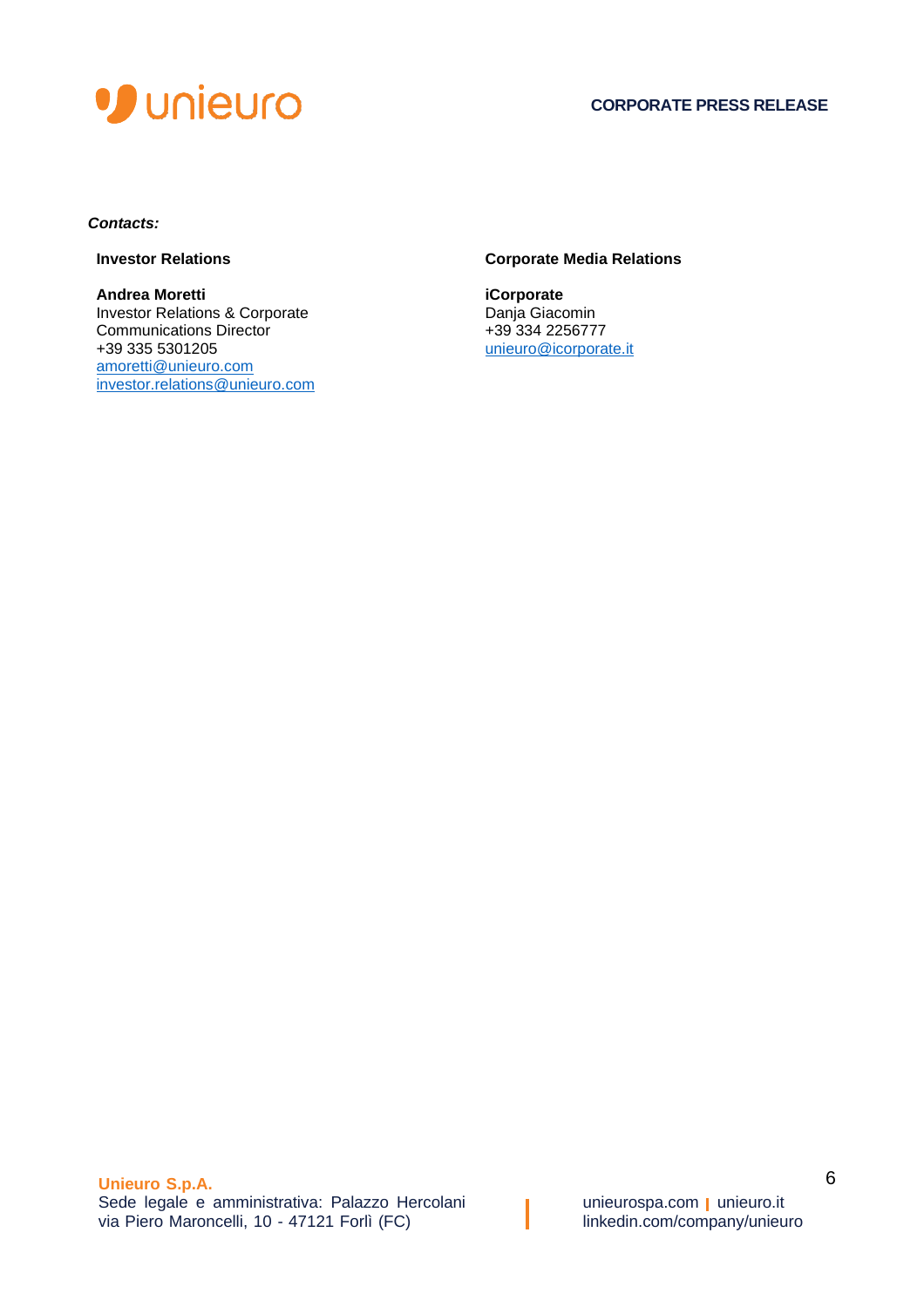***Contacts:***

**Investor Relations**

**Andrea Moretti**
Investor Relations & Corporate Communications Director
+39 335 5301205
amoretti@unieuro.com
investor.relations@unieuro.com

**Corporate Media Relations**

**iCorporate**
Danja Giacomin
+39 334 2256777
unieuro@icorporate.it